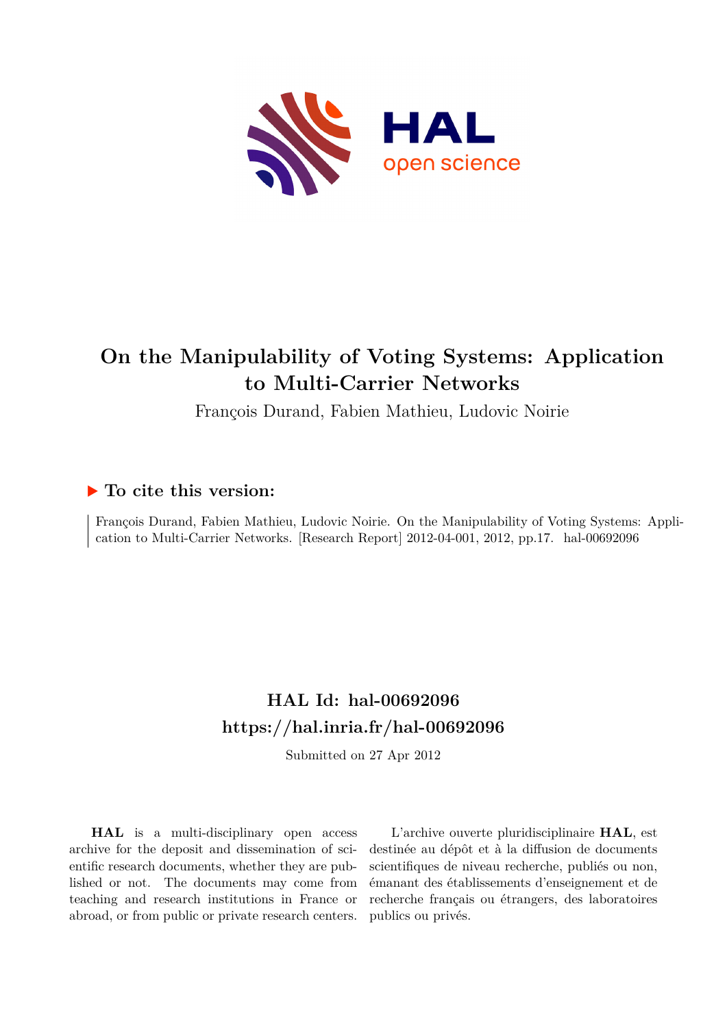# On the Manipulability of Voting Systems: Application to Multi-Carrier Networks

François Durand, Fabien Mathieu, Ludovic Noirie

## ▶ To cite this version:

François Durand, Fabien Mathieu, Ludovic Noirie. On the Manipulability of Voting Systems: Application to Multi-Carrier Networks. [Research Report] 2012-04-001, 2012, pp.17. hal-00692096

## HAL Id: hal-00692096
## https://hal.inria.fr/hal-00692096

Submitted on 27 Apr 2012

**HAL** is a multi-disciplinary open access archive for the deposit and dissemination of scientific research documents, whether they are published or not. The documents may come from teaching and research institutions in France or abroad, or from public or private research centers.

L'archive ouverte pluridisciplinaire **HAL**, est destinée au dépôt et à la diffusion de documents scientifiques de niveau recherche, publiés ou non, émanant des établissements d'enseignement et de recherche français ou étrangers, des laboratoires publics ou privés.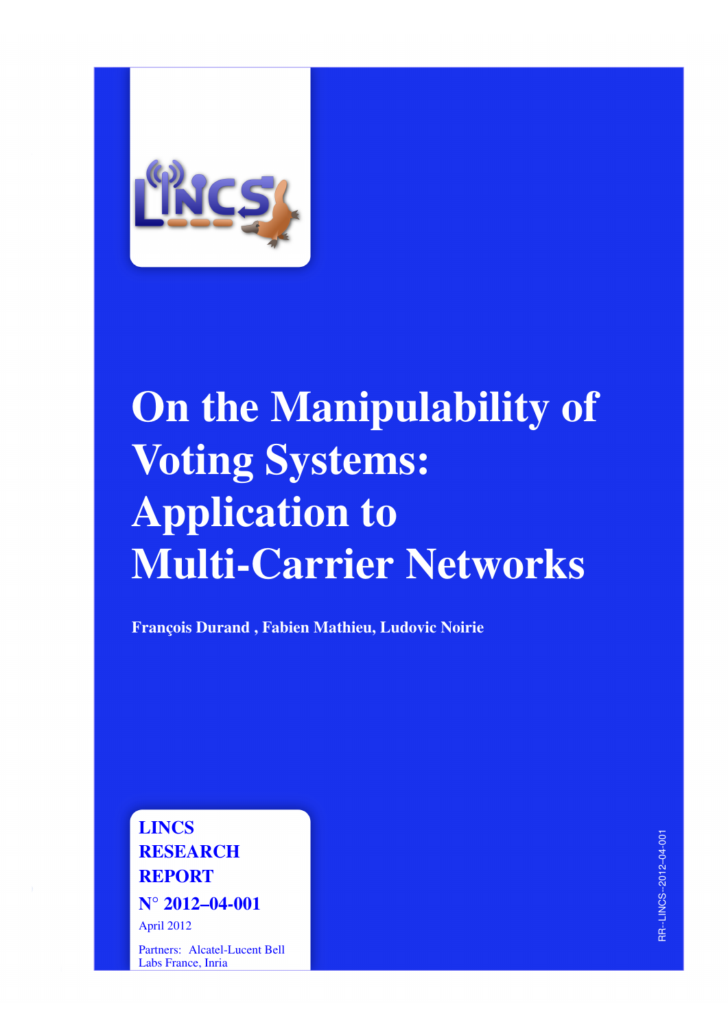# On the Manipulability of Voting Systems: Application to Multi-Carrier Networks

**François Durand , Fabien Mathieu, Ludovic Noirie**

**LINCS RESEARCH REPORT**

**N° 2012–04-001**

April 2012

Partners: Alcatel-Lucent Bell Labs France, Inria

RR--LINCS--2012-04-001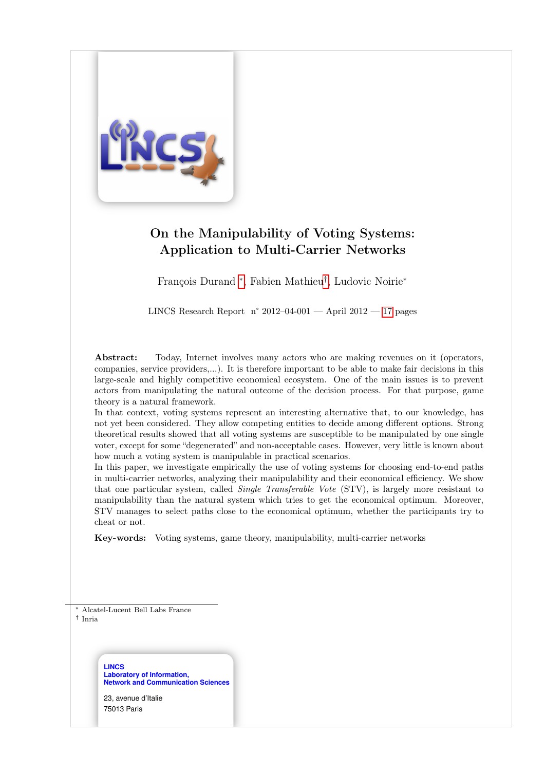# On the Manipulability of Voting Systems: Application to Multi-Carrier Networks

François Durand [*], Fabien Mathieu[†], Ludovic Noirie[*]

LINCS Research Report n° 2012–04-001 — April 2012 — 17 pages

**Abstract:** Today, Internet involves many actors who are making revenues on it (operators, companies, service providers,...). It is therefore important to be able to make fair decisions in this large-scale and highly competitive economical ecosystem. One of the main issues is to prevent actors from manipulating the natural outcome of the decision process. For that purpose, game theory is a natural framework.

In that context, voting systems represent an interesting alternative that, to our knowledge, has not yet been considered. They allow competing entities to decide among different options. Strong theoretical results showed that all voting systems are susceptible to be manipulated by one single voter, except for some "degenerated" and non-acceptable cases. However, very little is known about how much a voting system is manipulable in practical scenarios.

In this paper, we investigate empirically the use of voting systems for choosing end-to-end paths in multi-carrier networks, analyzing their manipulability and their economical efficiency. We show that one particular system, called *Single Transferable Vote* (STV), is largely more resistant to manipulability than the natural system which tries to get the economical optimum. Moreover, STV manages to select paths close to the economical optimum, whether the participants try to cheat or not.

**Key-words:** Voting systems, game theory, manipulability, multi-carrier networks

[*] Alcatel-Lucent Bell Labs France

[†] Inria

**LINCS**
**Laboratory of Information, Network and Communication Sciences**

23, avenue d'Italie
75013 Paris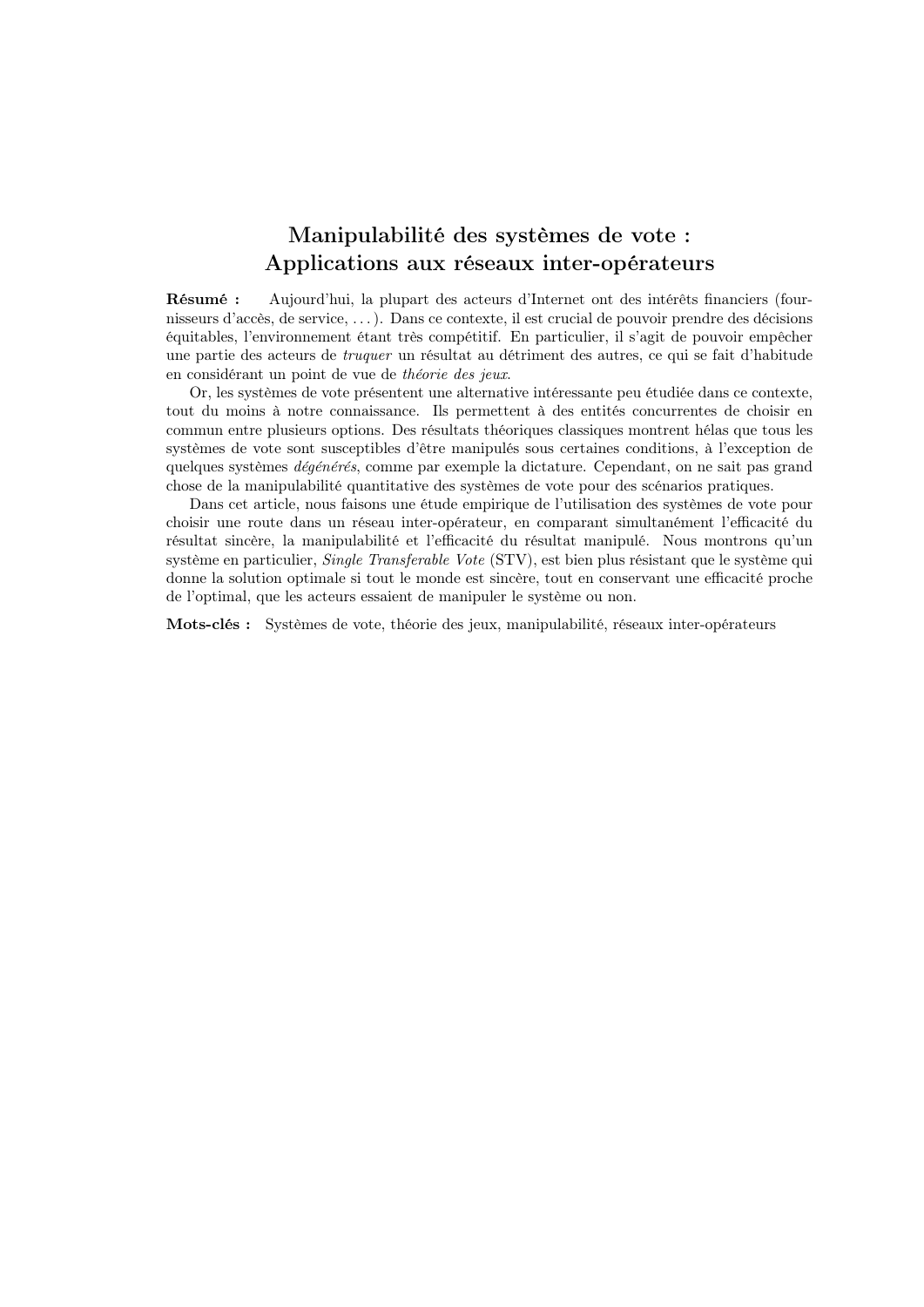# Manipulabilité des systèmes de vote : Applications aux réseaux inter-opérateurs

**Résumé :** Aujourd'hui, la plupart des acteurs d'Internet ont des intérêts financiers (fournisseurs d'accès, de service, ...). Dans ce contexte, il est crucial de pouvoir prendre des décisions équitables, l'environnement étant très compétitif. En particulier, il s'agit de pouvoir empêcher une partie des acteurs de *truquer* un résultat au détriment des autres, ce qui se fait d'habitude en considérant un point de vue de *théorie des jeux*.

Or, les systèmes de vote présentent une alternative intéressante peu étudiée dans ce contexte, tout du moins à notre connaissance. Ils permettent à des entités concurrentes de choisir en commun entre plusieurs options. Des résultats théoriques classiques montrent hélas que tous les systèmes de vote sont susceptibles d'être manipulés sous certaines conditions, à l'exception de quelques systèmes *dégénérés*, comme par exemple la dictature. Cependant, on ne sait pas grand chose de la manipulabilité quantitative des systèmes de vote pour des scénarios pratiques.

Dans cet article, nous faisons une étude empirique de l'utilisation des systèmes de vote pour choisir une route dans un réseau inter-opérateur, en comparant simultanément l'efficacité du résultat sincère, la manipulabilité et l'efficacité du résultat manipulé. Nous montrons qu'un système en particulier, *Single Transferable Vote* (STV), est bien plus résistant que le système qui donne la solution optimale si tout le monde est sincère, tout en conservant une efficacité proche de l'optimal, que les acteurs essaient de manipuler le système ou non.

**Mots-clés :** Systèmes de vote, théorie des jeux, manipulabilité, réseaux inter-opérateurs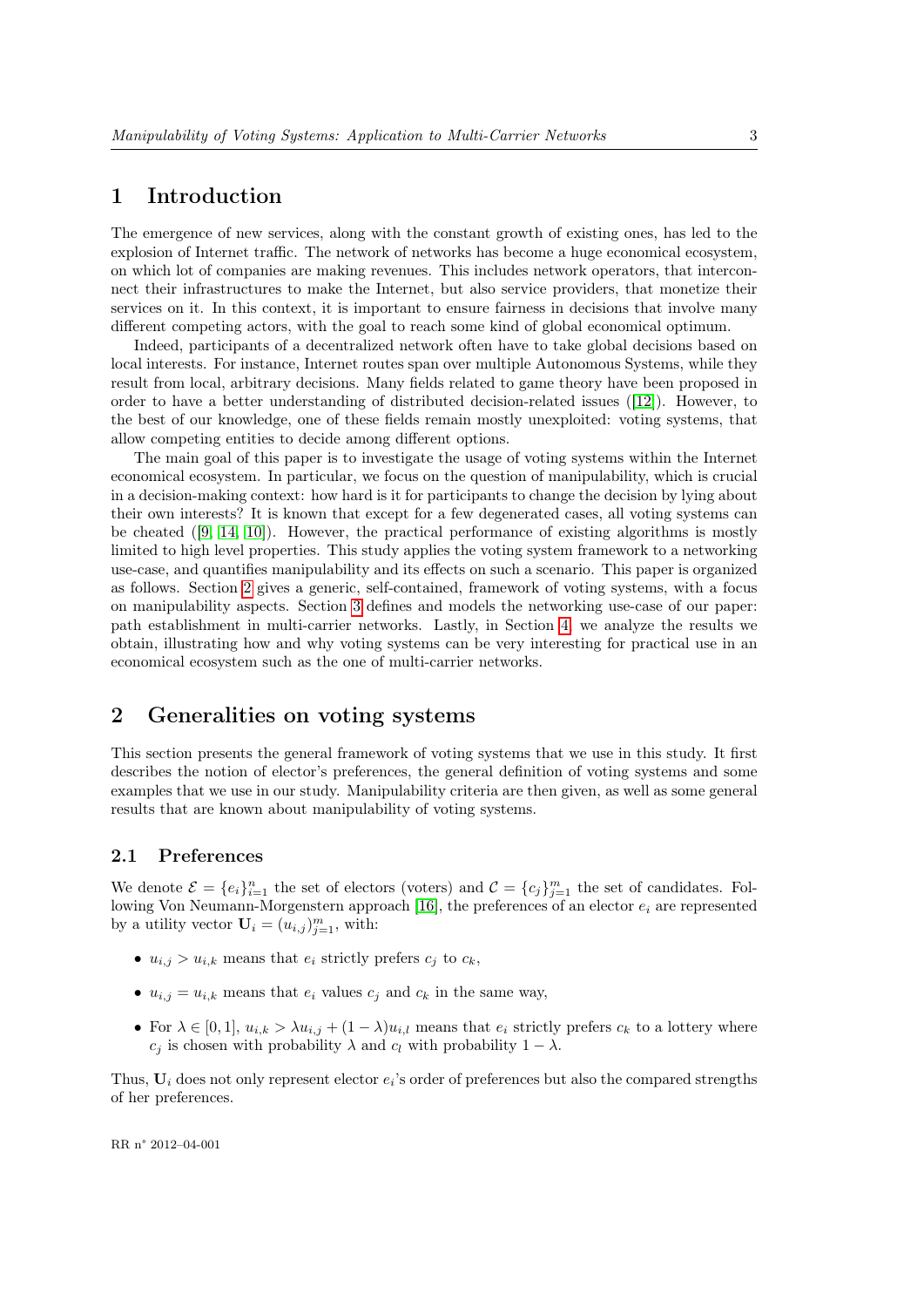# 1 Introduction

The emergence of new services, along with the constant growth of existing ones, has led to the explosion of Internet traffic. The network of networks has become a huge economical ecosystem, on which lot of companies are making revenues. This includes network operators, that interconnect their infrastructures to make the Internet, but also service providers, that monetize their services on it. In this context, it is important to ensure fairness in decisions that involve many different competing actors, with the goal to reach some kind of global economical optimum.

Indeed, participants of a decentralized network often have to take global decisions based on local interests. For instance, Internet routes span over multiple Autonomous Systems, while they result from local, arbitrary decisions. Many fields related to game theory have been proposed in order to have a better understanding of distributed decision-related issues ([12]). However, to the best of our knowledge, one of these fields remain mostly unexploited: voting systems, that allow competing entities to decide among different options.

The main goal of this paper is to investigate the usage of voting systems within the Internet economical ecosystem. In particular, we focus on the question of manipulability, which is crucial in a decision-making context: how hard is it for participants to change the decision by lying about their own interests? It is known that except for a few degenerated cases, all voting systems can be cheated ([9, 14, 10]). However, the practical performance of existing algorithms is mostly limited to high level properties. This study applies the voting system framework to a networking use-case, and quantifies manipulability and its effects on such a scenario. This paper is organized as follows. Section 2 gives a generic, self-contained, framework of voting systems, with a focus on manipulability aspects. Section 3 defines and models the networking use-case of our paper: path establishment in multi-carrier networks. Lastly, in Section 4, we analyze the results we obtain, illustrating how and why voting systems can be very interesting for practical use in an economical ecosystem such as the one of multi-carrier networks.

# 2 Generalities on voting systems

This section presents the general framework of voting systems that we use in this study. It first describes the notion of elector's preferences, the general definition of voting systems and some examples that we use in our study. Manipulability criteria are then given, as well as some general results that are known about manipulability of voting systems.

## 2.1 Preferences

We denote $\mathcal{E} = \{e_i\}_{i=1}^{n}$ the set of electors (voters) and $\mathcal{C} = \{c_j\}_{j=1}^{m}$ the set of candidates. Following Von Neumann-Morgenstern approach [16], the preferences of an elector $e_i$ are represented by a utility vector $\mathbf{U}_i = (u_{i,j})_{j=1}^{m}$, with:

- $u_{i,j} > u_{i,k}$ means that $e_i$ strictly prefers $c_j$ to $c_k$,
- $u_{i,j} = u_{i,k}$ means that $e_i$ values $c_j$ and $c_k$ in the same way,
- For $\lambda \in [0, 1]$, $u_{i,k} > \lambda u_{i,j} + (1 - \lambda)u_{i,l}$ means that $e_i$ strictly prefers $c_k$ to a lottery where $c_j$ is chosen with probability $\lambda$ and $c_l$ with probability $1 - \lambda$.

Thus, $\mathbf{U}_i$ does not only represent elector $e_i$'s order of preferences but also the compared strengths of her preferences.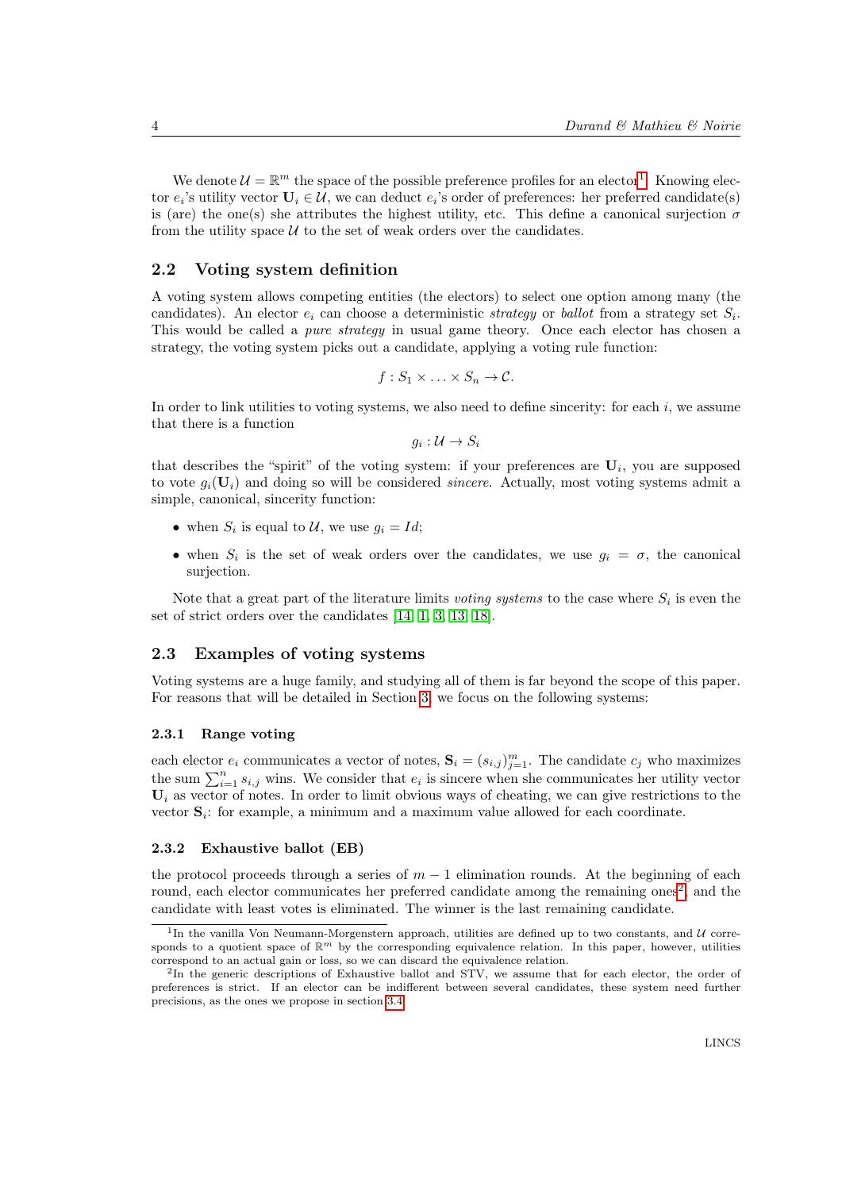We denote $\mathcal{U} = \mathbb{R}^m$ the space of the possible preference profiles for an elector[1]. Knowing elector $e_i$'s utility vector $\mathbf{U}_i \in \mathcal{U}$, we can deduct $e_i$'s order of preferences: her preferred candidate(s) is (are) the one(s) she attributes the highest utility, etc. This define a canonical surjection $\sigma$ from the utility space $\mathcal{U}$ to the set of weak orders over the candidates.

## 2.2 Voting system definition

A voting system allows competing entities (the electors) to select one option among many (the candidates). An elector $e_i$ can choose a deterministic *strategy* or *ballot* from a strategy set $S_i$. This would be called a *pure strategy* in usual game theory. Once each elector has chosen a strategy, the voting system picks out a candidate, applying a voting rule function:

$$f : S_1 \times \ldots \times S_n \to \mathcal{C}.$$

In order to link utilities to voting systems, we also need to define sincerity: for each $i$, we assume that there is a function

$$g_i : \mathcal{U} \to S_i$$

that describes the "spirit" of the voting system: if your preferences are $\mathbf{U}_i$, you are supposed to vote $g_i(\mathbf{U}_i)$ and doing so will be considered *sincere*. Actually, most voting systems admit a simple, canonical, sincerity function:

- when $S_i$ is equal to $\mathcal{U}$, we use $g_i = Id$;
- when $S_i$ is the set of weak orders over the candidates, we use $g_i = \sigma$, the canonical surjection.

Note that a great part of the literature limits *voting systems* to the case where $S_i$ is even the set of strict orders over the candidates [14, 1, 3, 13, 18].

## 2.3 Examples of voting systems

Voting systems are a huge family, and studying all of them is far beyond the scope of this paper. For reasons that will be detailed in Section 3, we focus on the following systems:

### 2.3.1 Range voting

each elector $e_i$ communicates a vector of notes, $\mathbf{S}_i = (s_{i,j})_{j=1}^m$. The candidate $c_j$ who maximizes the sum $\sum_{i=1}^n s_{i,j}$ wins. We consider that $e_i$ is sincere when she communicates her utility vector $\mathbf{U}_i$ as vector of notes. In order to limit obvious ways of cheating, we can give restrictions to the vector $\mathbf{S}_i$: for example, a minimum and a maximum value allowed for each coordinate.

### 2.3.2 Exhaustive ballot (EB)

the protocol proceeds through a series of $m - 1$ elimination rounds. At the beginning of each round, each elector communicates her preferred candidate among the remaining ones[2], and the candidate with least votes is eliminated. The winner is the last remaining candidate.

[1] In the vanilla Von Neumann-Morgenstern approach, utilities are defined up to two constants, and $\mathcal{U}$ corresponds to a quotient space of $\mathbb{R}^m$ by the corresponding equivalence relation. In this paper, however, utilities correspond to an actual gain or loss, so we can discard the equivalence relation.

[2] In the generic descriptions of Exhaustive ballot and STV, we assume that for each elector, the order of preferences is strict. If an elector can be indifferent between several candidates, these system need further precisions, as the ones we propose in section 3.4.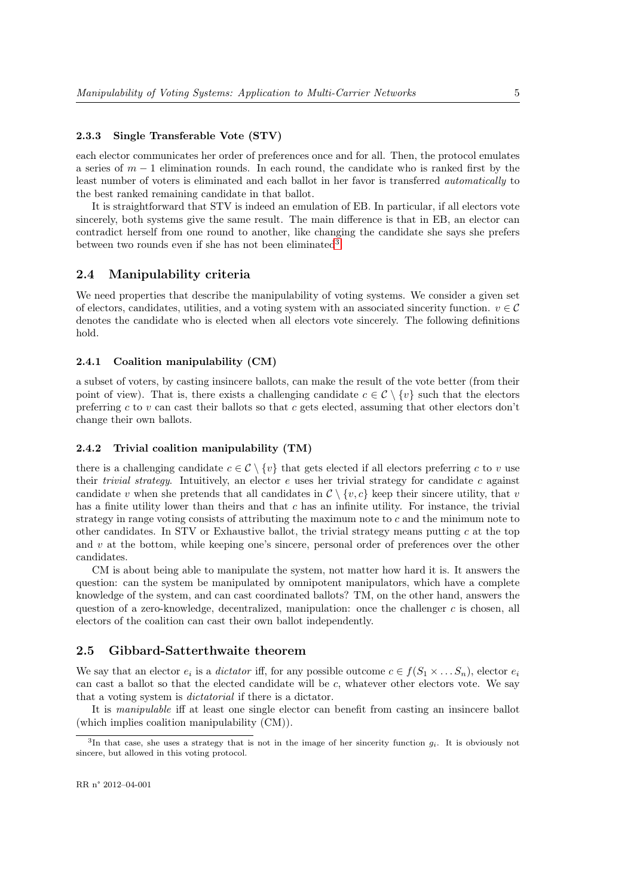#### 2.3.3 Single Transferable Vote (STV)

each elector communicates her order of preferences once and for all. Then, the protocol emulates a series of $m-1$ elimination rounds. In each round, the candidate who is ranked first by the least number of voters is eliminated and each ballot in her favor is transferred *automatically* to the best ranked remaining candidate in that ballot.

It is straightforward that STV is indeed an emulation of EB. In particular, if all electors vote sincerely, both systems give the same result. The main difference is that in EB, an elector can contradict herself from one round to another, like changing the candidate she says she prefers between two rounds even if she has not been eliminated[3].

### 2.4 Manipulability criteria

We need properties that describe the manipulability of voting systems. We consider a given set of electors, candidates, utilities, and a voting system with an associated sincerity function. $v \in \mathcal{C}$ denotes the candidate who is elected when all electors vote sincerely. The following definitions hold.

#### 2.4.1 Coalition manipulability (CM)

a subset of voters, by casting insincere ballots, can make the result of the vote better (from their point of view). That is, there exists a challenging candidate $c \in \mathcal{C} \setminus \{v\}$ such that the electors preferring $c$ to $v$ can cast their ballots so that $c$ gets elected, assuming that other electors don't change their own ballots.

#### 2.4.2 Trivial coalition manipulability (TM)

there is a challenging candidate $c \in \mathcal{C} \setminus \{v\}$ that gets elected if all electors preferring $c$ to $v$ use their *trivial strategy*. Intuitively, an elector $e$ uses her trivial strategy for candidate $c$ against candidate $v$ when she pretends that all candidates in $\mathcal{C} \setminus \{v, c\}$ keep their sincere utility, that $v$ has a finite utility lower than theirs and that $c$ has an infinite utility. For instance, the trivial strategy in range voting consists of attributing the maximum note to $c$ and the minimum note to other candidates. In STV or Exhaustive ballot, the trivial strategy means putting $c$ at the top and $v$ at the bottom, while keeping one's sincere, personal order of preferences over the other candidates.

CM is about being able to manipulate the system, not matter how hard it is. It answers the question: can the system be manipulated by omnipotent manipulators, which have a complete knowledge of the system, and can cast coordinated ballots? TM, on the other hand, answers the question of a zero-knowledge, decentralized, manipulation: once the challenger $c$ is chosen, all electors of the coalition can cast their own ballot independently.

### 2.5 Gibbard-Satterthwaite theorem

We say that an elector $e_i$ is a *dictator* iff, for any possible outcome $c \in f(S_1 \times \dots S_n)$, elector $e_i$ can cast a ballot so that the elected candidate will be $c$, whatever other electors vote. We say that a voting system is *dictatorial* if there is a dictator.

It is *manipulable* iff at least one single elector can benefit from casting an insincere ballot (which implies coalition manipulability (CM)).

[3] In that case, she uses a strategy that is not in the image of her sincerity function $g_i$. It is obviously not sincere, but allowed in this voting protocol.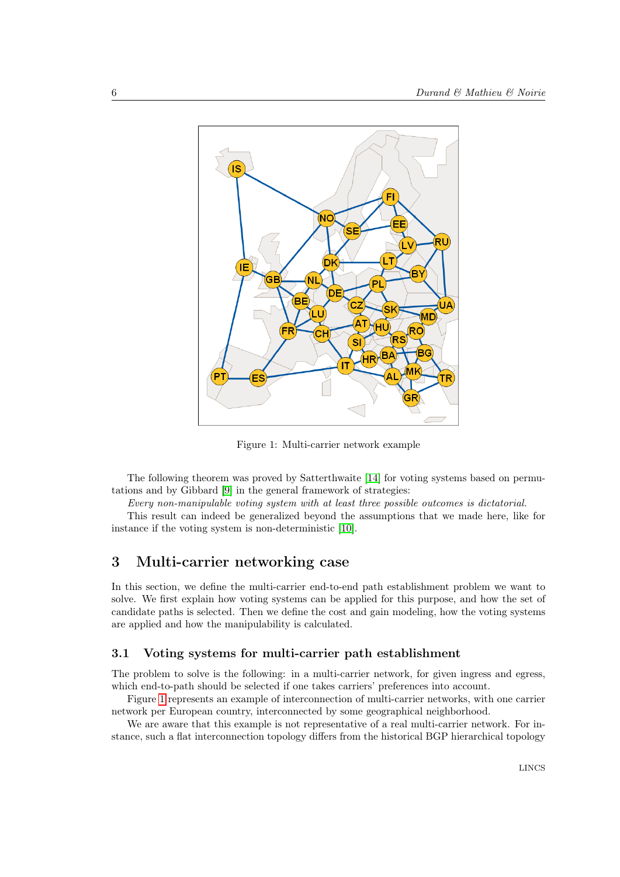Figure 1: Multi-carrier network example

The following theorem was proved by Satterthwaite [14] for voting systems based on permutations and by Gibbard [9] in the general framework of strategies:

*Every non-manipulable voting system with at least three possible outcomes is dictatorial.*

This result can indeed be generalized beyond the assumptions that we made here, like for instance if the voting system is non-deterministic [10].

# 3 Multi-carrier networking case

In this section, we define the multi-carrier end-to-end path establishment problem we want to solve. We first explain how voting systems can be applied for this purpose, and how the set of candidate paths is selected. Then we define the cost and gain modeling, how the voting systems are applied and how the manipulability is calculated.

## 3.1 Voting systems for multi-carrier path establishment

The problem to solve is the following: in a multi-carrier network, for given ingress and egress, which end-to-path should be selected if one takes carriers' preferences into account.

Figure 1 represents an example of interconnection of multi-carrier networks, with one carrier network per European country, interconnected by some geographical neighborhood.

We are aware that this example is not representative of a real multi-carrier network. For instance, such a flat interconnection topology differs from the historical BGP hierarchical topology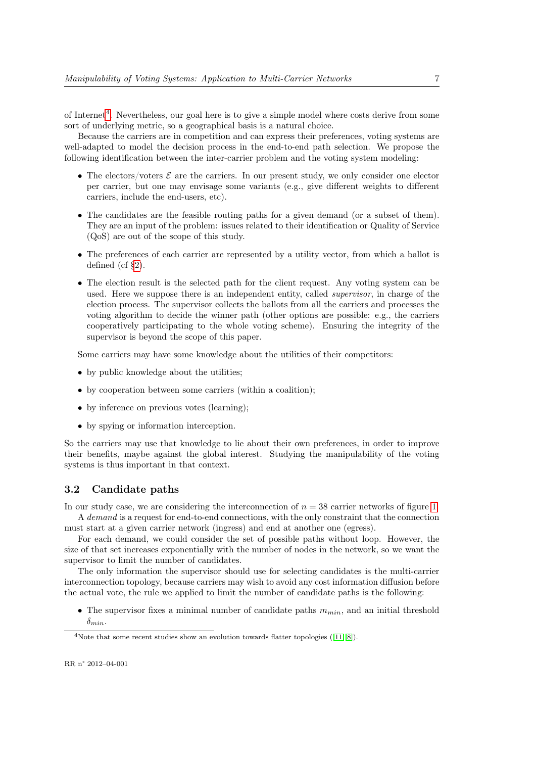of Internet[4]. Nevertheless, our goal here is to give a simple model where costs derive from some sort of underlying metric, so a geographical basis is a natural choice.

Because the carriers are in competition and can express their preferences, voting systems are well-adapted to model the decision process in the end-to-end path selection. We propose the following identification between the inter-carrier problem and the voting system modeling:

- The electors/voters $\mathcal{E}$ are the carriers. In our present study, we only consider one elector per carrier, but one may envisage some variants (e.g., give different weights to different carriers, include the end-users, etc).
- The candidates are the feasible routing paths for a given demand (or a subset of them). They are an input of the problem: issues related to their identification or Quality of Service (QoS) are out of the scope of this study.
- The preferences of each carrier are represented by a utility vector, from which a ballot is defined (cf §2).
- The election result is the selected path for the client request. Any voting system can be used. Here we suppose there is an independent entity, called *supervisor*, in charge of the election process. The supervisor collects the ballots from all the carriers and processes the voting algorithm to decide the winner path (other options are possible: e.g., the carriers cooperatively participating to the whole voting scheme). Ensuring the integrity of the supervisor is beyond the scope of this paper.

Some carriers may have some knowledge about the utilities of their competitors:

- by public knowledge about the utilities;
- by cooperation between some carriers (within a coalition);
- by inference on previous votes (learning);
- by spying or information interception.

So the carriers may use that knowledge to lie about their own preferences, in order to improve their benefits, maybe against the global interest. Studying the manipulability of the voting systems is thus important in that context.

### 3.2 Candidate paths

In our study case, we are considering the interconnection of $n = 38$ carrier networks of figure 1.

A *demand* is a request for end-to-end connections, with the only constraint that the connection must start at a given carrier network (ingress) and end at another one (egress).

For each demand, we could consider the set of possible paths without loop. However, the size of that set increases exponentially with the number of nodes in the network, so we want the supervisor to limit the number of candidates.

The only information the supervisor should use for selecting candidates is the multi-carrier interconnection topology, because carriers may wish to avoid any cost information diffusion before the actual vote, the rule we applied to limit the number of candidate paths is the following:

- The supervisor fixes a minimal number of candidate paths $m_{min}$, and an initial threshold $\delta_{min}$.

[4] Note that some recent studies show an evolution towards flatter topologies ([11][8]).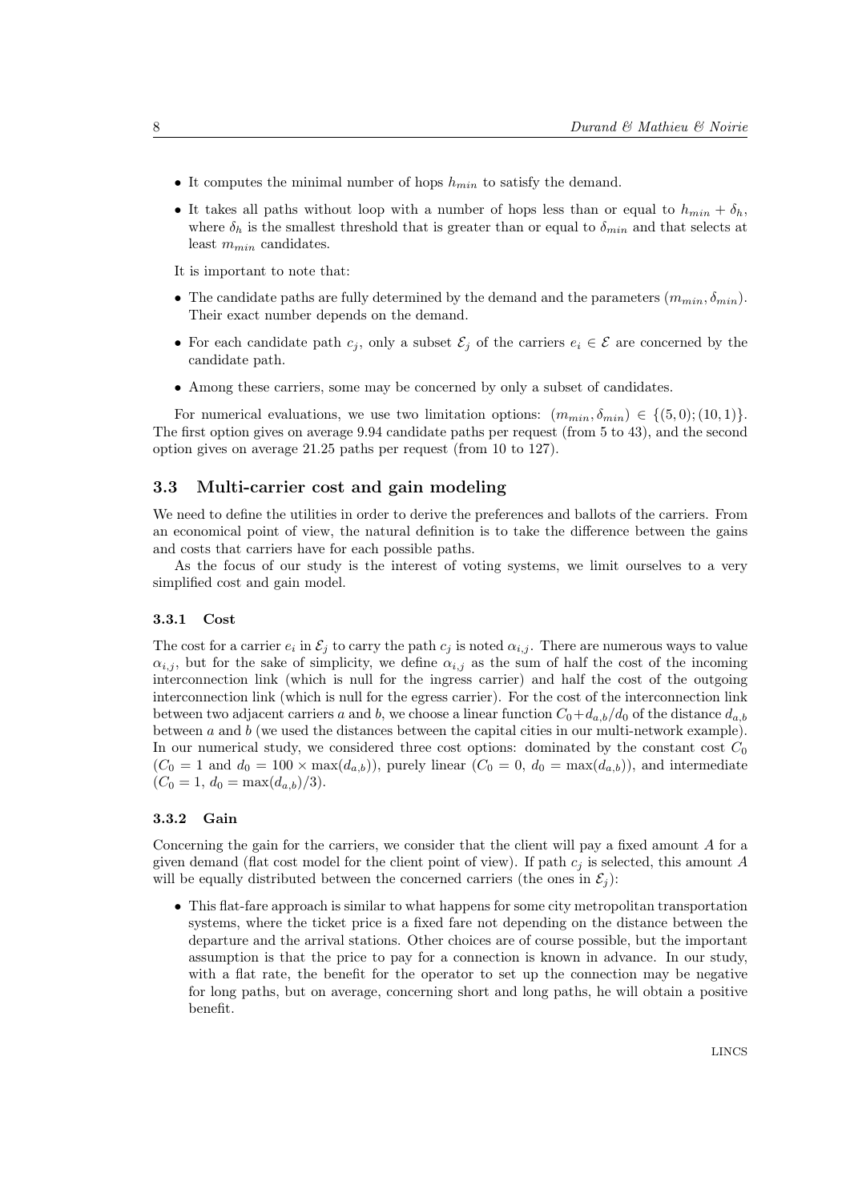- It computes the minimal number of hops $h_{min}$ to satisfy the demand.
- It takes all paths without loop with a number of hops less than or equal to $h_{min} + \delta_h$, where $\delta_h$ is the smallest threshold that is greater than or equal to $\delta_{min}$ and that selects at least $m_{min}$ candidates.

It is important to note that:

- The candidate paths are fully determined by the demand and the parameters $(m_{min}, \delta_{min})$. Their exact number depends on the demand.
- For each candidate path $c_j$, only a subset $\mathcal{E}_j$ of the carriers $e_i \in \mathcal{E}$ are concerned by the candidate path.
- Among these carriers, some may be concerned by only a subset of candidates.

For numerical evaluations, we use two limitation options: $(m_{min}, \delta_{min}) \in \{(5, 0); (10, 1)\}$. The first option gives on average 9.94 candidate paths per request (from 5 to 43), and the second option gives on average 21.25 paths per request (from 10 to 127).

## 3.3 Multi-carrier cost and gain modeling

We need to define the utilities in order to derive the preferences and ballots of the carriers. From an economical point of view, the natural definition is to take the difference between the gains and costs that carriers have for each possible paths.

As the focus of our study is the interest of voting systems, we limit ourselves to a very simplified cost and gain model.

### 3.3.1 Cost

The cost for a carrier $e_i$ in $\mathcal{E}_j$ to carry the path $c_j$ is noted $\alpha_{i,j}$. There are numerous ways to value $\alpha_{i,j}$, but for the sake of simplicity, we define $\alpha_{i,j}$ as the sum of half the cost of the incoming interconnection link (which is null for the ingress carrier) and half the cost of the outgoing interconnection link (which is null for the egress carrier). For the cost of the interconnection link between two adjacent carriers $a$ and $b$, we choose a linear function $C_0 + d_{a,b}/d_0$ of the distance $d_{a,b}$ between $a$ and $b$ (we used the distances between the capital cities in our multi-network example). In our numerical study, we considered three cost options: dominated by the constant cost $C_0$ ($C_0 = 1$ and $d_0 = 100 \times \max(d_{a,b})$), purely linear ($C_0 = 0$, $d_0 = \max(d_{a,b})$), and intermediate ($C_0 = 1$, $d_0 = \max(d_{a,b})/3$).

### 3.3.2 Gain

Concerning the gain for the carriers, we consider that the client will pay a fixed amount $A$ for a given demand (flat cost model for the client point of view). If path $c_j$ is selected, this amount $A$ will be equally distributed between the concerned carriers (the ones in $\mathcal{E}_j$):

- This flat-fare approach is similar to what happens for some city metropolitan transportation systems, where the ticket price is a fixed fare not depending on the distance between the departure and the arrival stations. Other choices are of course possible, but the important assumption is that the price to pay for a connection is known in advance. In our study, with a flat rate, the benefit for the operator to set up the connection may be negative for long paths, but on average, concerning short and long paths, he will obtain a positive benefit.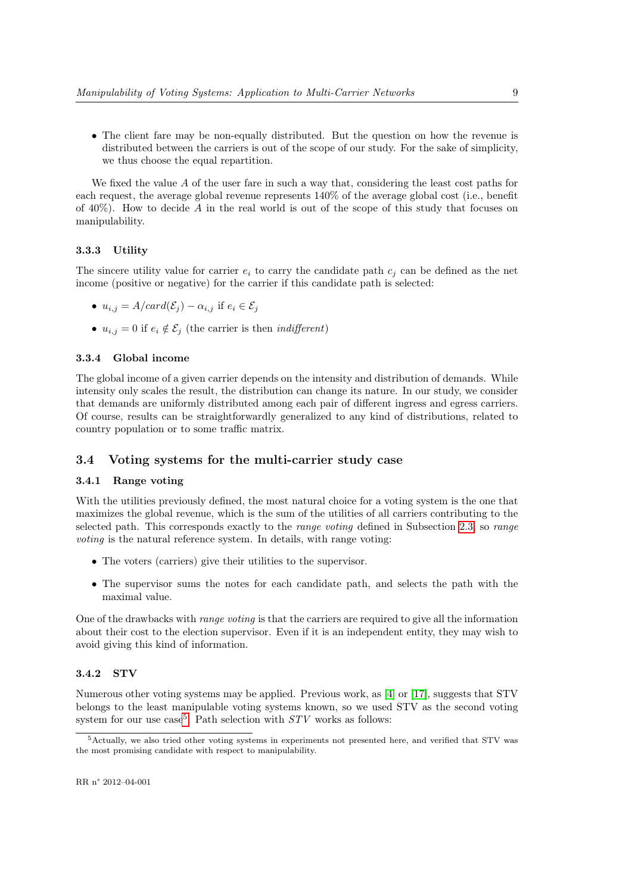- The client fare may be non-equally distributed. But the question on how the revenue is distributed between the carriers is out of the scope of our study. For the sake of simplicity, we thus choose the equal repartition.

We fixed the value $A$ of the user fare in such a way that, considering the least cost paths for each request, the average global revenue represents 140% of the average global cost (i.e., benefit of 40%). How to decide $A$ in the real world is out of the scope of this study that focuses on manipulability.

#### 3.3.3 Utility

The sincere utility value for carrier $e_i$ to carry the candidate path $c_j$ can be defined as the net income (positive or negative) for the carrier if this candidate path is selected:

- $u_{i,j} = A/card(\mathcal{E}_j) - \alpha_{i,j}$ if $e_i \in \mathcal{E}_j$
- $u_{i,j} = 0$ if $e_i \notin \mathcal{E}_j$ (the carrier is then *indifferent*)

#### 3.3.4 Global income

The global income of a given carrier depends on the intensity and distribution of demands. While intensity only scales the result, the distribution can change its nature. In our study, we consider that demands are uniformly distributed among each pair of different ingress and egress carriers. Of course, results can be straightforwardly generalized to any kind of distributions, related to country population or to some traffic matrix.

### 3.4 Voting systems for the multi-carrier study case

#### 3.4.1 Range voting

With the utilities previously defined, the most natural choice for a voting system is the one that maximizes the global revenue, which is the sum of the utilities of all carriers contributing to the selected path. This corresponds exactly to the *range voting* defined in Subsection 2.3, so *range voting* is the natural reference system. In details, with range voting:

- The voters (carriers) give their utilities to the supervisor.
- The supervisor sums the notes for each candidate path, and selects the path with the maximal value.

One of the drawbacks with *range voting* is that the carriers are required to give all the information about their cost to the election supervisor. Even if it is an independent entity, they may wish to avoid giving this kind of information.

#### 3.4.2 STV

Numerous other voting systems may be applied. Previous work, as [4] or [17], suggests that STV belongs to the least manipulable voting systems known, so we used STV as the second voting system for our use case[5]. Path selection with *STV* works as follows:

[5] Actually, we also tried other voting systems in experiments not presented here, and verified that STV was the most promising candidate with respect to manipulability.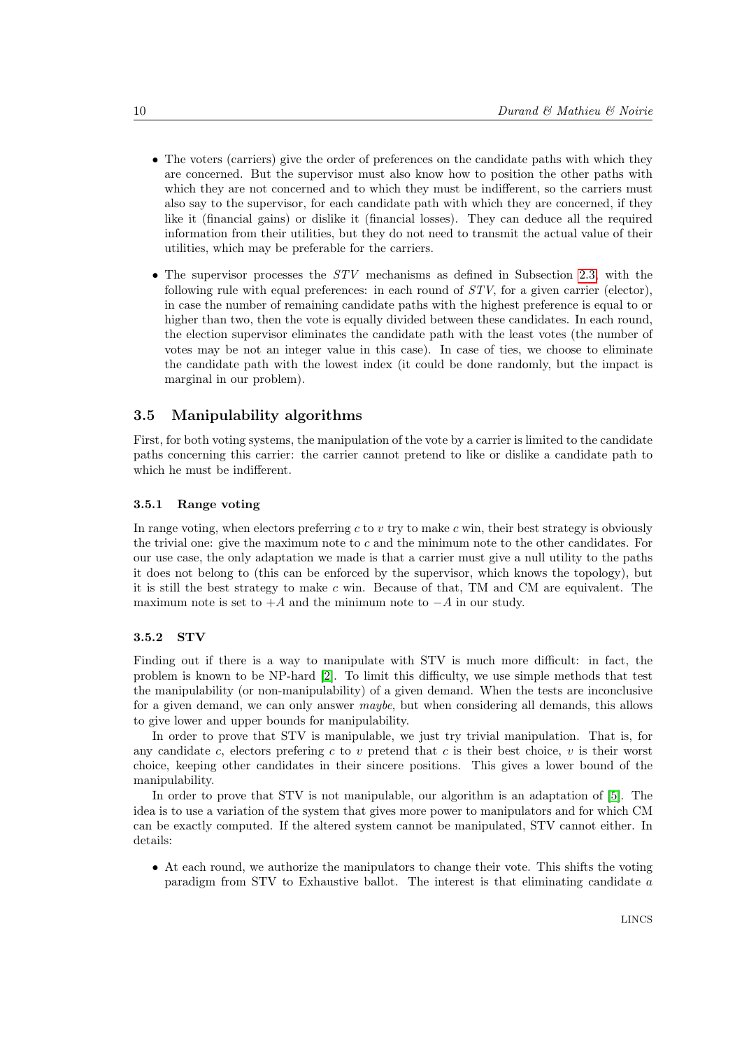- The voters (carriers) give the order of preferences on the candidate paths with which they are concerned. But the supervisor must also know how to position the other paths with which they are not concerned and to which they must be indifferent, so the carriers must also say to the supervisor, for each candidate path with which they are concerned, if they like it (financial gains) or dislike it (financial losses). They can deduce all the required information from their utilities, but they do not need to transmit the actual value of their utilities, which may be preferable for the carriers.
- The supervisor processes the $STV$ mechanisms as defined in Subsection 2.3, with the following rule with equal preferences: in each round of $STV$, for a given carrier (elector), in case the number of remaining candidate paths with the highest preference is equal to or higher than two, then the vote is equally divided between these candidates. In each round, the election supervisor eliminates the candidate path with the least votes (the number of votes may be not an integer value in this case). In case of ties, we choose to eliminate the candidate path with the lowest index (it could be done randomly, but the impact is marginal in our problem).

## 3.5 Manipulability algorithms

First, for both voting systems, the manipulation of the vote by a carrier is limited to the candidate paths concerning this carrier: the carrier cannot pretend to like or dislike a candidate path to which he must be indifferent.

### 3.5.1 Range voting

In range voting, when electors preferring $c$ to $v$ try to make $c$ win, their best strategy is obviously the trivial one: give the maximum note to $c$ and the minimum note to the other candidates. For our use case, the only adaptation we made is that a carrier must give a null utility to the paths it does not belong to (this can be enforced by the supervisor, which knows the topology), but it is still the best strategy to make $c$ win. Because of that, TM and CM are equivalent. The maximum note is set to $+A$ and the minimum note to $-A$ in our study.

### 3.5.2 STV

Finding out if there is a way to manipulate with STV is much more difficult: in fact, the problem is known to be NP-hard [2]. To limit this difficulty, we use simple methods that test the manipulability (or non-manipulability) of a given demand. When the tests are inconclusive for a given demand, we can only answer *maybe*, but when considering all demands, this allows to give lower and upper bounds for manipulability.

In order to prove that STV is manipulable, we just try trivial manipulation. That is, for any candidate $c$, electors prefering $c$ to $v$ pretend that $c$ is their best choice, $v$ is their worst choice, keeping other candidates in their sincere positions. This gives a lower bound of the manipulability.

In order to prove that STV is not manipulable, our algorithm is an adaptation of [5]. The idea is to use a variation of the system that gives more power to manipulators and for which CM can be exactly computed. If the altered system cannot be manipulated, STV cannot either. In details:

- At each round, we authorize the manipulators to change their vote. This shifts the voting paradigm from STV to Exhaustive ballot. The interest is that eliminating candidate $a$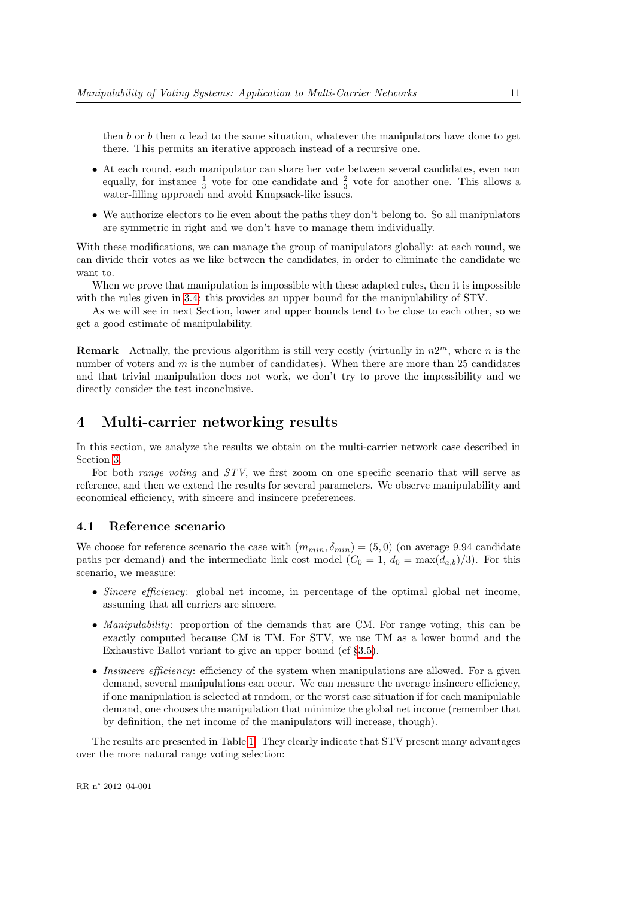then $b$ or $b$ then $a$ lead to the same situation, whatever the manipulators have done to get there. This permits an iterative approach instead of a recursive one.

- At each round, each manipulator can share her vote between several candidates, even non equally, for instance $\frac{1}{3}$ vote for one candidate and $\frac{2}{3}$ vote for another one. This allows a water-filling approach and avoid Knapsack-like issues.
- We authorize electors to lie even about the paths they don't belong to. So all manipulators are symmetric in right and we don't have to manage them individually.

With these modifications, we can manage the group of manipulators globally: at each round, we can divide their votes as we like between the candidates, in order to eliminate the candidate we want to.

When we prove that manipulation is impossible with these adapted rules, then it is impossible with the rules given in 3.4: this provides an upper bound for the manipulability of STV.

As we will see in next Section, lower and upper bounds tend to be close to each other, so we get a good estimate of manipulability.

**Remark** Actually, the previous algorithm is still very costly (virtually in $n2^m$, where $n$ is the number of voters and $m$ is the number of candidates). When there are more than 25 candidates and that trivial manipulation does not work, we don't try to prove the impossibility and we directly consider the test inconclusive.

# 4 Multi-carrier networking results

In this section, we analyze the results we obtain on the multi-carrier network case described in Section 3.

For both *range voting* and *STV*, we first zoom on one specific scenario that will serve as reference, and then we extend the results for several parameters. We observe manipulability and economical efficiency, with sincere and insincere preferences.

## 4.1 Reference scenario

We choose for reference scenario the case with $(m_{min}, \delta_{min}) = (5, 0)$ (on average 9.94 candidate paths per demand) and the intermediate link cost model ($C_0 = 1$, $d_0 = \max(d_{a,b})/3$). For this scenario, we measure:

- *Sincere efficiency*: global net income, in percentage of the optimal global net income, assuming that all carriers are sincere.
- *Manipulability*: proportion of the demands that are CM. For range voting, this can be exactly computed because CM is TM. For STV, we use TM as a lower bound and the Exhaustive Ballot variant to give an upper bound (cf §3.5).
- *Insincere efficiency*: efficiency of the system when manipulations are allowed. For a given demand, several manipulations can occur. We can measure the average insincere efficiency, if one manipulation is selected at random, or the worst case situation if for each manipulable demand, one chooses the manipulation that minimize the global net income (remember that by definition, the net income of the manipulators will increase, though).

The results are presented in Table 1. They clearly indicate that STV present many advantages over the more natural range voting selection: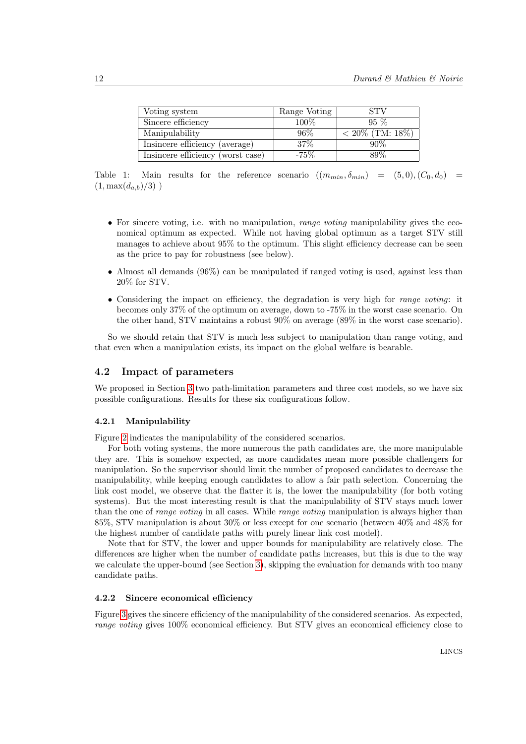| Voting system | Range Voting | STV |
|---|---|---|
| Sincere efficiency | 100% | 95 % |
| Manipulability | 96% | < 20% (TM: 18%) |
| Insincere efficiency (average) | 37% | 90% |
| Insincere efficiency (worst case) | -75% | 89% |

Table 1: Main results for the reference scenario ($(m_{min}, \delta_{min}) = (5, 0), (C_0, d_0) = (1, \max(d_{a,b})/3)$ )

- For sincere voting, i.e. with no manipulation, *range voting* manipulability gives the economical optimum as expected. While not having global optimum as a target STV still manages to achieve about 95% to the optimum. This slight efficiency decrease can be seen as the price to pay for robustness (see below).
- Almost all demands (96%) can be manipulated if ranged voting is used, against less than 20% for STV.
- Considering the impact on efficiency, the degradation is very high for *range voting*: it becomes only 37% of the optimum on average, down to -75% in the worst case scenario. On the other hand, STV maintains a robust 90% on average (89% in the worst case scenario).

So we should retain that STV is much less subject to manipulation than range voting, and that even when a manipulation exists, its impact on the global welfare is bearable.

## 4.2 Impact of parameters

We proposed in Section 3 two path-limitation parameters and three cost models, so we have six possible configurations. Results for these six configurations follow.

### 4.2.1 Manipulability

Figure 2 indicates the manipulability of the considered scenarios.

For both voting systems, the more numerous the path candidates are, the more manipulable they are. This is somehow expected, as more candidates mean more possible challengers for manipulation. So the supervisor should limit the number of proposed candidates to decrease the manipulability, while keeping enough candidates to allow a fair path selection. Concerning the link cost model, we observe that the flatter it is, the lower the manipulability (for both voting systems). But the most interesting result is that the manipulability of STV stays much lower than the one of *range voting* in all cases. While *range voting* manipulation is always higher than 85%, STV manipulation is about 30% or less except for one scenario (between 40% and 48% for the highest number of candidate paths with purely linear link cost model).

Note that for STV, the lower and upper bounds for manipulability are relatively close. The differences are higher when the number of candidate paths increases, but this is due to the way we calculate the upper-bound (see Section 3), skipping the evaluation for demands with too many candidate paths.

### 4.2.2 Sincere economical efficiency

Figure 3 gives the sincere efficiency of the manipulability of the considered scenarios. As expected, *range voting* gives 100% economical efficiency. But STV gives an economical efficiency close to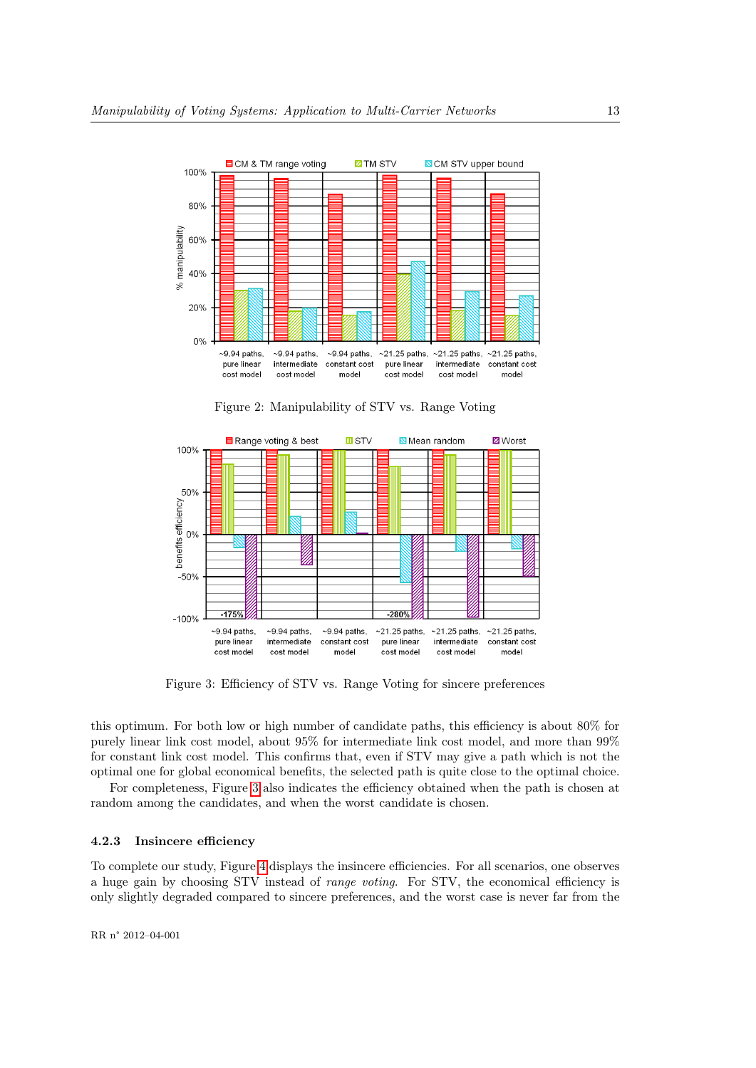Figure 2: Manipulability of STV vs. Range Voting

Figure 3: Efficiency of STV vs. Range Voting for sincere preferences

this optimum. For both low or high number of candidate paths, this efficiency is about 80% for purely linear link cost model, about 95% for intermediate link cost model, and more than 99% for constant link cost model. This confirms that, even if STV may give a path which is not the optimal one for global economical benefits, the selected path is quite close to the optimal choice.

For completeness, Figure 3 also indicates the efficiency obtained when the path is chosen at random among the candidates, and when the worst candidate is chosen.

### 4.2.3 Insincere efficiency

To complete our study, Figure 4 displays the insincere efficiencies. For all scenarios, one observes a huge gain by choosing STV instead of *range voting*. For STV, the economical efficiency is only slightly degraded compared to sincere preferences, and the worst case is never far from the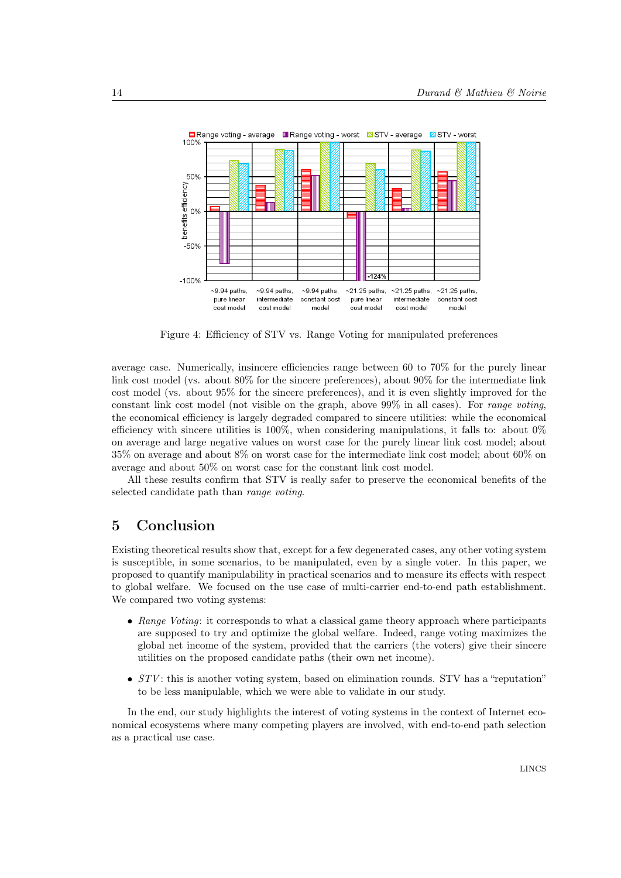Figure 4: Efficiency of STV vs. Range Voting for manipulated preferences

average case. Numerically, insincere efficiencies range between 60 to 70% for the purely linear link cost model (vs. about 80% for the sincere preferences), about 90% for the intermediate link cost model (vs. about 95% for the sincere preferences), and it is even slightly improved for the constant link cost model (not visible on the graph, above 99% in all cases). For *range voting*, the economical efficiency is largely degraded compared to sincere utilities: while the economical efficiency with sincere utilities is 100%, when considering manipulations, it falls to: about 0% on average and large negative values on worst case for the purely linear link cost model; about 35% on average and about 8% on worst case for the intermediate link cost model; about 60% on average and about 50% on worst case for the constant link cost model.

All these results confirm that STV is really safer to preserve the economical benefits of the selected candidate path than *range voting*.

# 5 Conclusion

Existing theoretical results show that, except for a few degenerated cases, any other voting system is susceptible, in some scenarios, to be manipulated, even by a single voter. In this paper, we proposed to quantify manipulability in practical scenarios and to measure its effects with respect to global welfare. We focused on the use case of multi-carrier end-to-end path establishment. We compared two voting systems:

- *Range Voting*: it corresponds to what a classical game theory approach where participants are supposed to try and optimize the global welfare. Indeed, range voting maximizes the global net income of the system, provided that the carriers (the voters) give their sincere utilities on the proposed candidate paths (their own net income).
- *STV*: this is another voting system, based on elimination rounds. STV has a "reputation" to be less manipulable, which we were able to validate in our study.

In the end, our study highlights the interest of voting systems in the context of Internet economical ecosystems where many competing players are involved, with end-to-end path selection as a practical use case.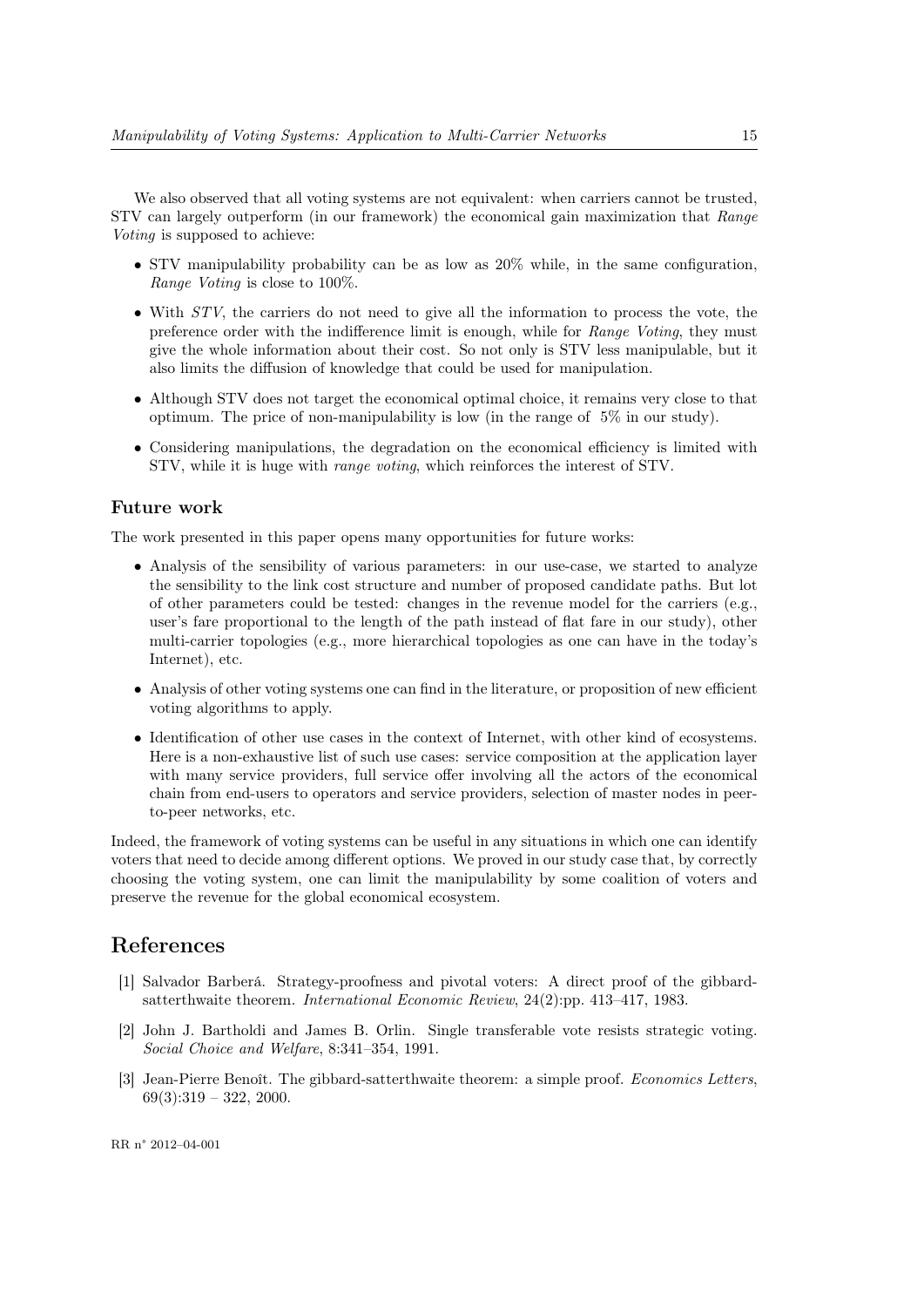We also observed that all voting systems are not equivalent: when carriers cannot be trusted, STV can largely outperform (in our framework) the economical gain maximization that *Range Voting* is supposed to achieve:

- STV manipulability probability can be as low as 20% while, in the same configuration, *Range Voting* is close to 100%.
- With *STV*, the carriers do not need to give all the information to process the vote, the preference order with the indifference limit is enough, while for *Range Voting*, they must give the whole information about their cost. So not only is STV less manipulable, but it also limits the diffusion of knowledge that could be used for manipulation.
- Although STV does not target the economical optimal choice, it remains very close to that optimum. The price of non-manipulability is low (in the range of 5% in our study).
- Considering manipulations, the degradation on the economical efficiency is limited with STV, while it is huge with *range voting*, which reinforces the interest of STV.

### Future work

The work presented in this paper opens many opportunities for future works:

- Analysis of the sensibility of various parameters: in our use-case, we started to analyze the sensibility to the link cost structure and number of proposed candidate paths. But lot of other parameters could be tested: changes in the revenue model for the carriers (e.g., user's fare proportional to the length of the path instead of flat fare in our study), other multi-carrier topologies (e.g., more hierarchical topologies as one can have in the today's Internet), etc.
- Analysis of other voting systems one can find in the literature, or proposition of new efficient voting algorithms to apply.
- Identification of other use cases in the context of Internet, with other kind of ecosystems. Here is a non-exhaustive list of such use cases: service composition at the application layer with many service providers, full service offer involving all the actors of the economical chain from end-users to operators and service providers, selection of master nodes in peer-to-peer networks, etc.

Indeed, the framework of voting systems can be useful in any situations in which one can identify voters that need to decide among different options. We proved in our study case that, by correctly choosing the voting system, one can limit the manipulability by some coalition of voters and preserve the revenue for the global economical ecosystem.

## References

[1] Salvador Barberá. Strategy-proofness and pivotal voters: A direct proof of the gibbard-satterthwaite theorem. *International Economic Review*, 24(2):pp. 413–417, 1983.

[2] John J. Bartholdi and James B. Orlin. Single transferable vote resists strategic voting. *Social Choice and Welfare*, 8:341–354, 1991.

[3] Jean-Pierre Benoît. The gibbard-satterthwaite theorem: a simple proof. *Economics Letters*, 69(3):319 – 322, 2000.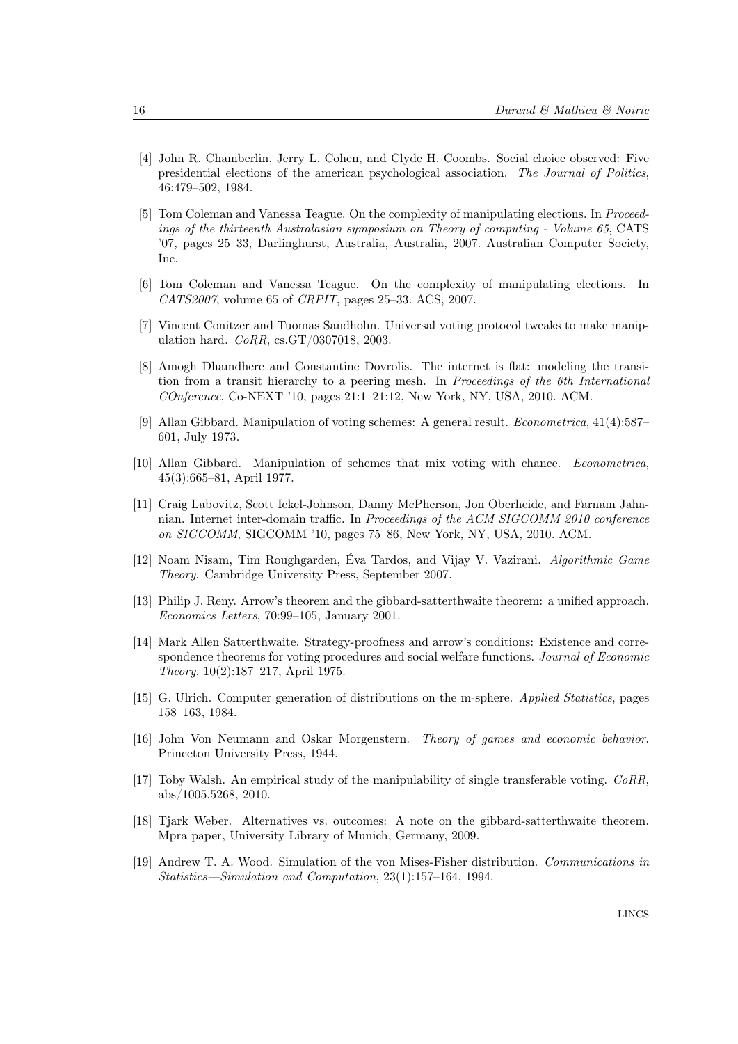[4] John R. Chamberlin, Jerry L. Cohen, and Clyde H. Coombs. Social choice observed: Five presidential elections of the american psychological association. *The Journal of Politics*, 46:479–502, 1984.

[5] Tom Coleman and Vanessa Teague. On the complexity of manipulating elections. In *Proceedings of the thirteenth Australasian symposium on Theory of computing - Volume 65*, CATS '07, pages 25–33, Darlinghurst, Australia, Australia, 2007. Australian Computer Society, Inc.

[6] Tom Coleman and Vanessa Teague. On the complexity of manipulating elections. In *CATS2007*, volume 65 of *CRPIT*, pages 25–33. ACS, 2007.

[7] Vincent Conitzer and Tuomas Sandholm. Universal voting protocol tweaks to make manipulation hard. *CoRR*, cs.GT/0307018, 2003.

[8] Amogh Dhamdhere and Constantine Dovrolis. The internet is flat: modeling the transition from a transit hierarchy to a peering mesh. In *Proceedings of the 6th International COnference*, Co-NEXT '10, pages 21:1–21:12, New York, NY, USA, 2010. ACM.

[9] Allan Gibbard. Manipulation of voting schemes: A general result. *Econometrica*, 41(4):587–601, July 1973.

[10] Allan Gibbard. Manipulation of schemes that mix voting with chance. *Econometrica*, 45(3):665–81, April 1977.

[11] Craig Labovitz, Scott Iekel-Johnson, Danny McPherson, Jon Oberheide, and Farnam Jahanian. Internet inter-domain traffic. In *Proceedings of the ACM SIGCOMM 2010 conference on SIGCOMM*, SIGCOMM '10, pages 75–86, New York, NY, USA, 2010. ACM.

[12] Noam Nisam, Tim Roughgarden, Éva Tardos, and Vijay V. Vazirani. *Algorithmic Game Theory*. Cambridge University Press, September 2007.

[13] Philip J. Reny. Arrow's theorem and the gibbard-satterthwaite theorem: a unified approach. *Economics Letters*, 70:99–105, January 2001.

[14] Mark Allen Satterthwaite. Strategy-proofness and arrow's conditions: Existence and correspondence theorems for voting procedures and social welfare functions. *Journal of Economic Theory*, 10(2):187–217, April 1975.

[15] G. Ulrich. Computer generation of distributions on the m-sphere. *Applied Statistics*, pages 158–163, 1984.

[16] John Von Neumann and Oskar Morgenstern. *Theory of games and economic behavior*. Princeton University Press, 1944.

[17] Toby Walsh. An empirical study of the manipulability of single transferable voting. *CoRR*, abs/1005.5268, 2010.

[18] Tjark Weber. Alternatives vs. outcomes: A note on the gibbard-satterthwaite theorem. Mpra paper, University Library of Munich, Germany, 2009.

[19] Andrew T. A. Wood. Simulation of the von Mises-Fisher distribution. *Communications in Statistics—Simulation and Computation*, 23(1):157–164, 1994.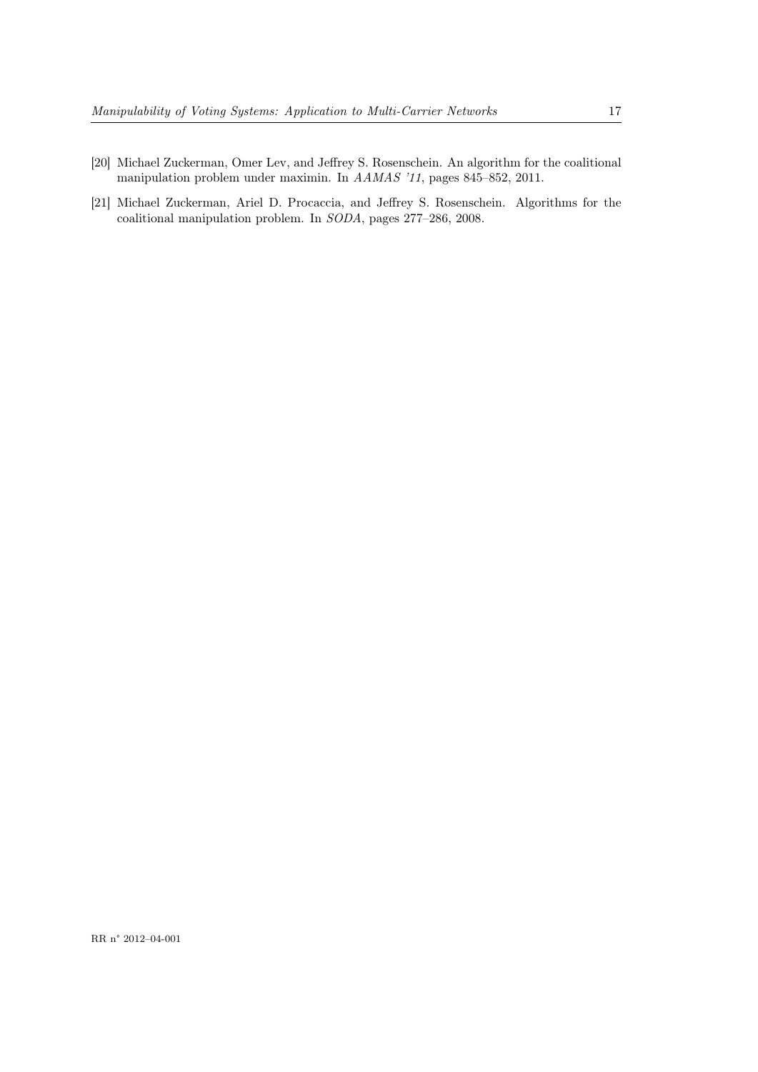[20] Michael Zuckerman, Omer Lev, and Jeffrey S. Rosenschein. An algorithm for the coalitional manipulation problem under maximin. In *AAMAS '11*, pages 845–852, 2011.

[21] Michael Zuckerman, Ariel D. Procaccia, and Jeffrey S. Rosenschein. Algorithms for the coalitional manipulation problem. In *SODA*, pages 277–286, 2008.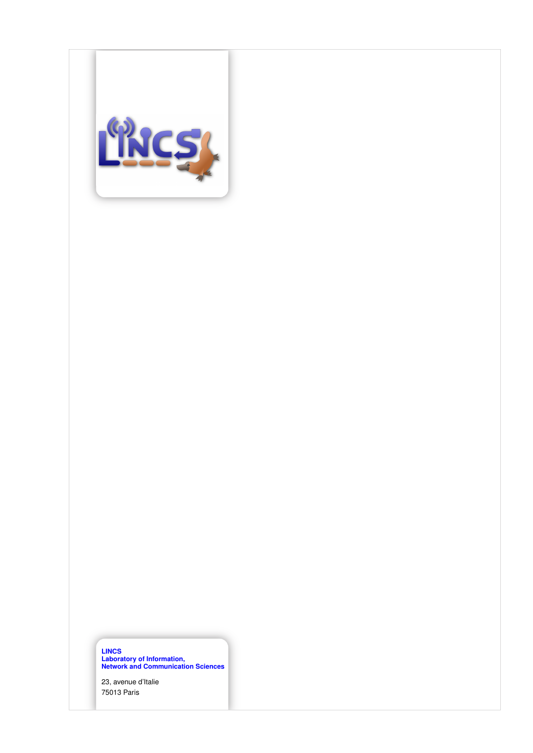**LINCS**
**Laboratory of Information,**
**Network and Communication Sciences**

23, avenue d'Italie
75013 Paris